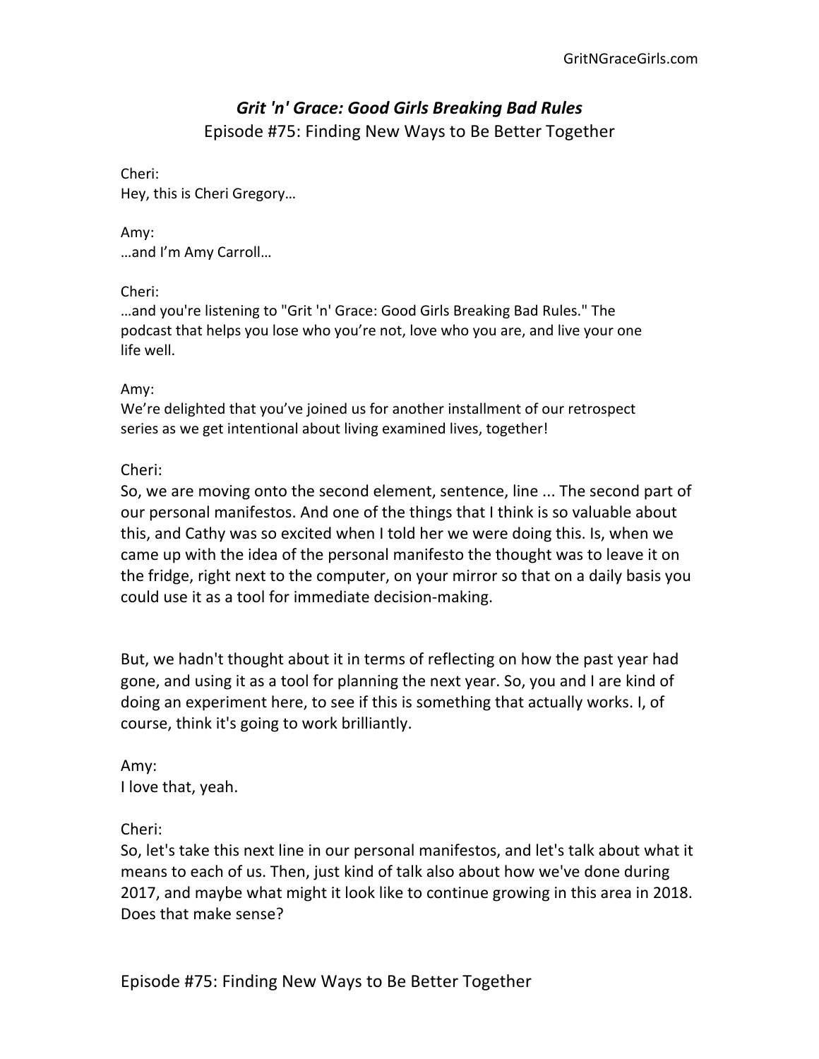# *Grit 'n' Grace: Good Girls Breaking Bad Rules*

Episode #75: Finding New Ways to Be Better Together

Cheri:
Hey, this is Cheri Gregory…

Amy:
…and I'm Amy Carroll…

Cheri:
…and you're listening to "Grit 'n' Grace: Good Girls Breaking Bad Rules." The podcast that helps you lose who you're not, love who you are, and live your one life well.

Amy:
We're delighted that you've joined us for another installment of our retrospect series as we get intentional about living examined lives, together!

Cheri:
So, we are moving onto the second element, sentence, line ... The second part of our personal manifestos. And one of the things that I think is so valuable about this, and Cathy was so excited when I told her we were doing this. Is, when we came up with the idea of the personal manifesto the thought was to leave it on the fridge, right next to the computer, on your mirror so that on a daily basis you could use it as a tool for immediate decision-making.

But, we hadn't thought about it in terms of reflecting on how the past year had gone, and using it as a tool for planning the next year. So, you and I are kind of doing an experiment here, to see if this is something that actually works. I, of course, think it's going to work brilliantly.

Amy:
I love that, yeah.

Cheri:
So, let's take this next line in our personal manifestos, and let's talk about what it means to each of us. Then, just kind of talk also about how we've done during 2017, and maybe what might it look like to continue growing in this area in 2018. Does that make sense?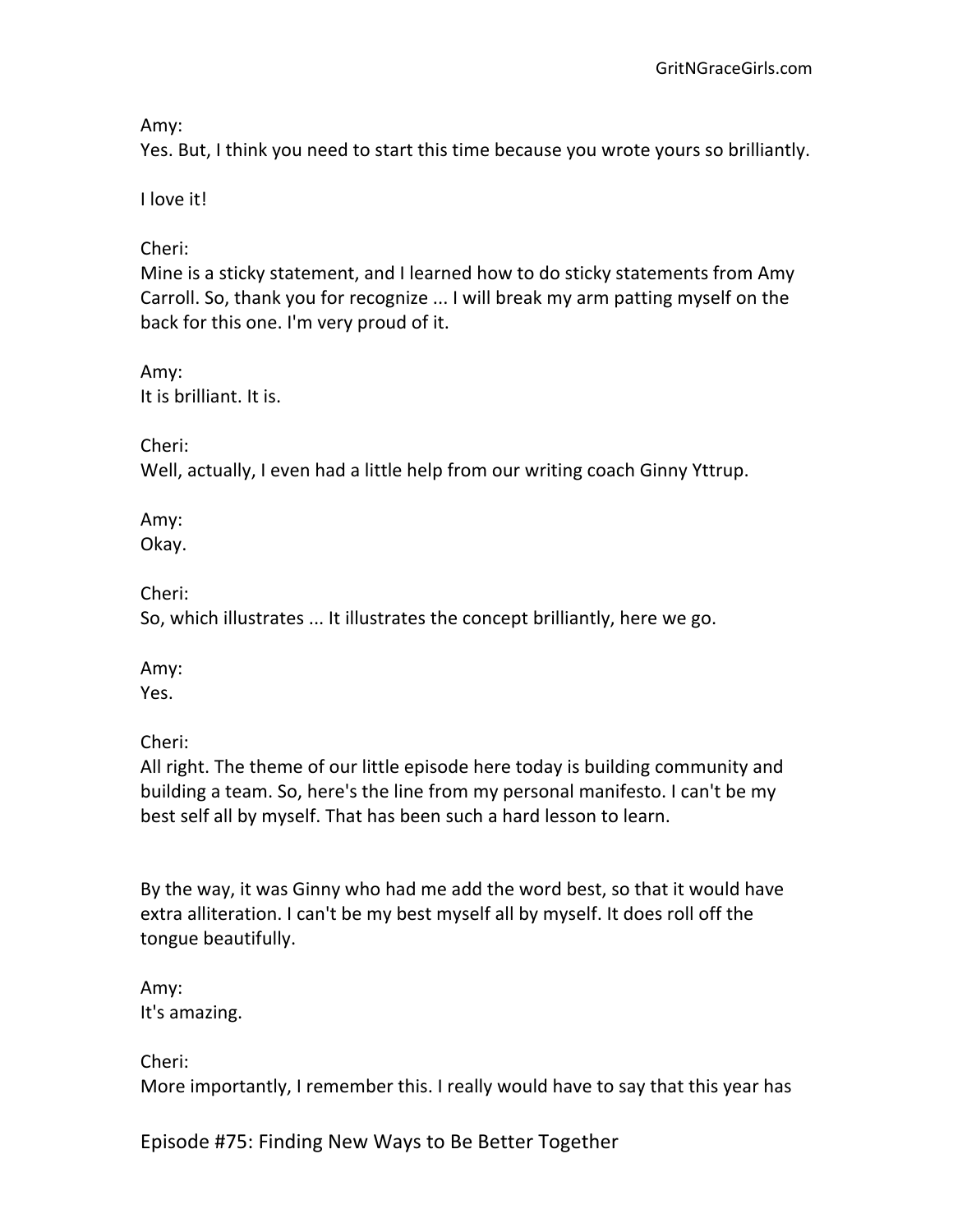Amy:
Yes. But, I think you need to start this time because you wrote yours so brilliantly.

I love it!

Cheri:
Mine is a sticky statement, and I learned how to do sticky statements from Amy Carroll. So, thank you for recognize ... I will break my arm patting myself on the back for this one. I'm very proud of it.

Amy:
It is brilliant. It is.

Cheri:
Well, actually, I even had a little help from our writing coach Ginny Yttrup.

Amy:
Okay.

Cheri:
So, which illustrates ... It illustrates the concept brilliantly, here we go.

Amy:
Yes.

Cheri:
All right. The theme of our little episode here today is building community and building a team. So, here's the line from my personal manifesto. I can't be my best self all by myself. That has been such a hard lesson to learn.

By the way, it was Ginny who had me add the word best, so that it would have extra alliteration. I can't be my best myself all by myself. It does roll off the tongue beautifully.

Amy:
It's amazing.

Cheri:
More importantly, I remember this. I really would have to say that this year has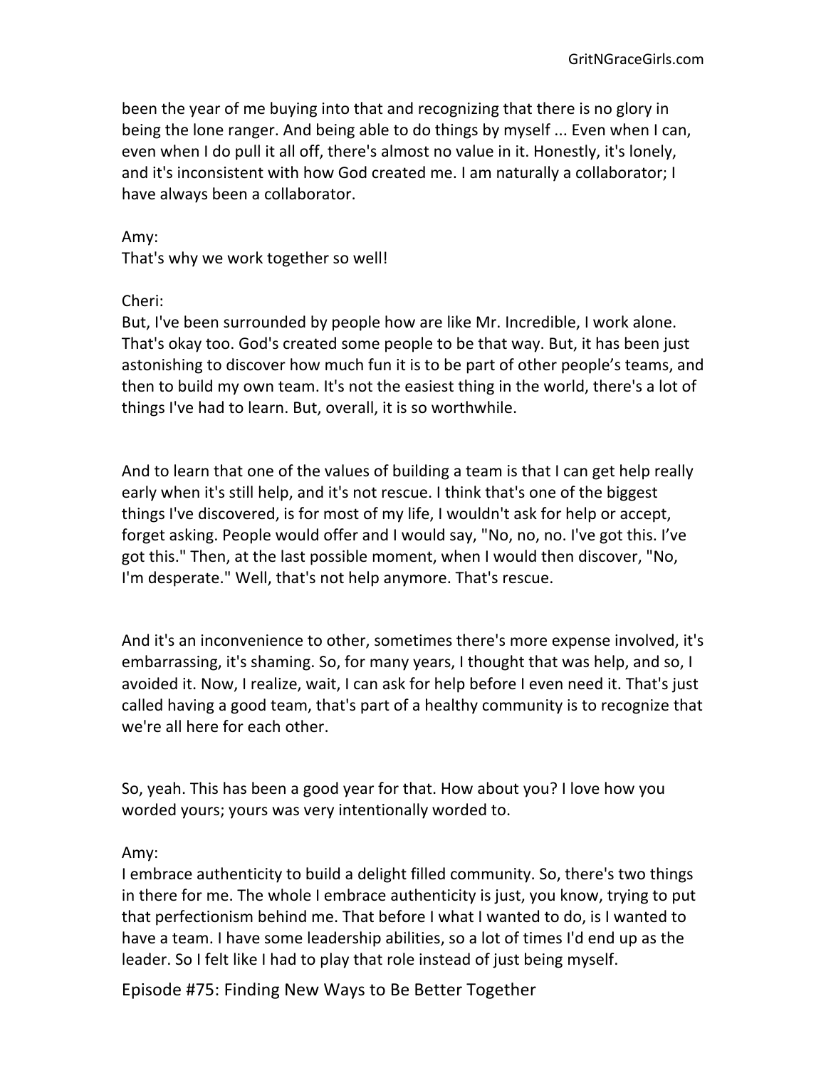been the year of me buying into that and recognizing that there is no glory in being the lone ranger. And being able to do things by myself ... Even when I can, even when I do pull it all off, there's almost no value in it. Honestly, it's lonely, and it's inconsistent with how God created me. I am naturally a collaborator; I have always been a collaborator.

Amy:
That's why we work together so well!

Cheri:
But, I've been surrounded by people how are like Mr. Incredible, I work alone. That's okay too. God's created some people to be that way. But, it has been just astonishing to discover how much fun it is to be part of other people's teams, and then to build my own team. It's not the easiest thing in the world, there's a lot of things I've had to learn. But, overall, it is so worthwhile.

And to learn that one of the values of building a team is that I can get help really early when it's still help, and it's not rescue. I think that's one of the biggest things I've discovered, is for most of my life, I wouldn't ask for help or accept, forget asking. People would offer and I would say, "No, no, no. I've got this. I've got this." Then, at the last possible moment, when I would then discover, "No, I'm desperate." Well, that's not help anymore. That's rescue.

And it's an inconvenience to other, sometimes there's more expense involved, it's embarrassing, it's shaming. So, for many years, I thought that was help, and so, I avoided it. Now, I realize, wait, I can ask for help before I even need it. That's just called having a good team, that's part of a healthy community is to recognize that we're all here for each other.

So, yeah. This has been a good year for that. How about you? I love how you worded yours; yours was very intentionally worded to.

Amy:
I embrace authenticity to build a delight filled community. So, there's two things in there for me. The whole I embrace authenticity is just, you know, trying to put that perfectionism behind me. That before I what I wanted to do, is I wanted to have a team. I have some leadership abilities, so a lot of times I'd end up as the leader. So I felt like I had to play that role instead of just being myself.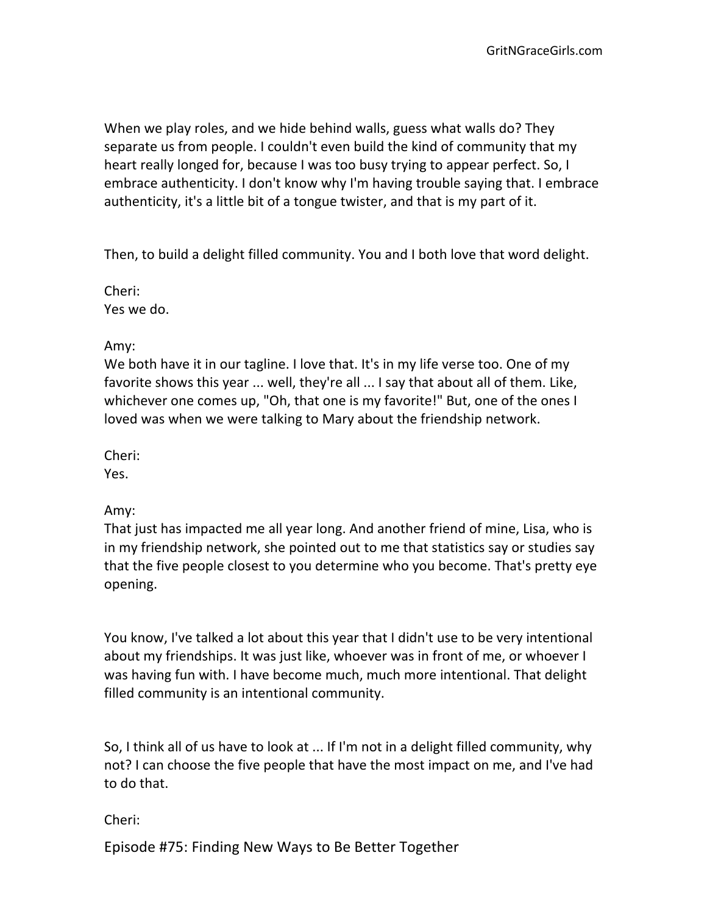When we play roles, and we hide behind walls, guess what walls do? They separate us from people. I couldn't even build the kind of community that my heart really longed for, because I was too busy trying to appear perfect. So, I embrace authenticity. I don't know why I'm having trouble saying that. I embrace authenticity, it's a little bit of a tongue twister, and that is my part of it.

Then, to build a delight filled community. You and I both love that word delight.

Cheri:
Yes we do.

Amy:
We both have it in our tagline. I love that. It's in my life verse too. One of my favorite shows this year ... well, they're all ... I say that about all of them. Like, whichever one comes up, "Oh, that one is my favorite!" But, one of the ones I loved was when we were talking to Mary about the friendship network.

Cheri:
Yes.

Amy:
That just has impacted me all year long. And another friend of mine, Lisa, who is in my friendship network, she pointed out to me that statistics say or studies say that the five people closest to you determine who you become. That's pretty eye opening.

You know, I've talked a lot about this year that I didn't use to be very intentional about my friendships. It was just like, whoever was in front of me, or whoever I was having fun with. I have become much, much more intentional. That delight filled community is an intentional community.

So, I think all of us have to look at ... If I'm not in a delight filled community, why not? I can choose the five people that have the most impact on me, and I've had to do that.

Cheri: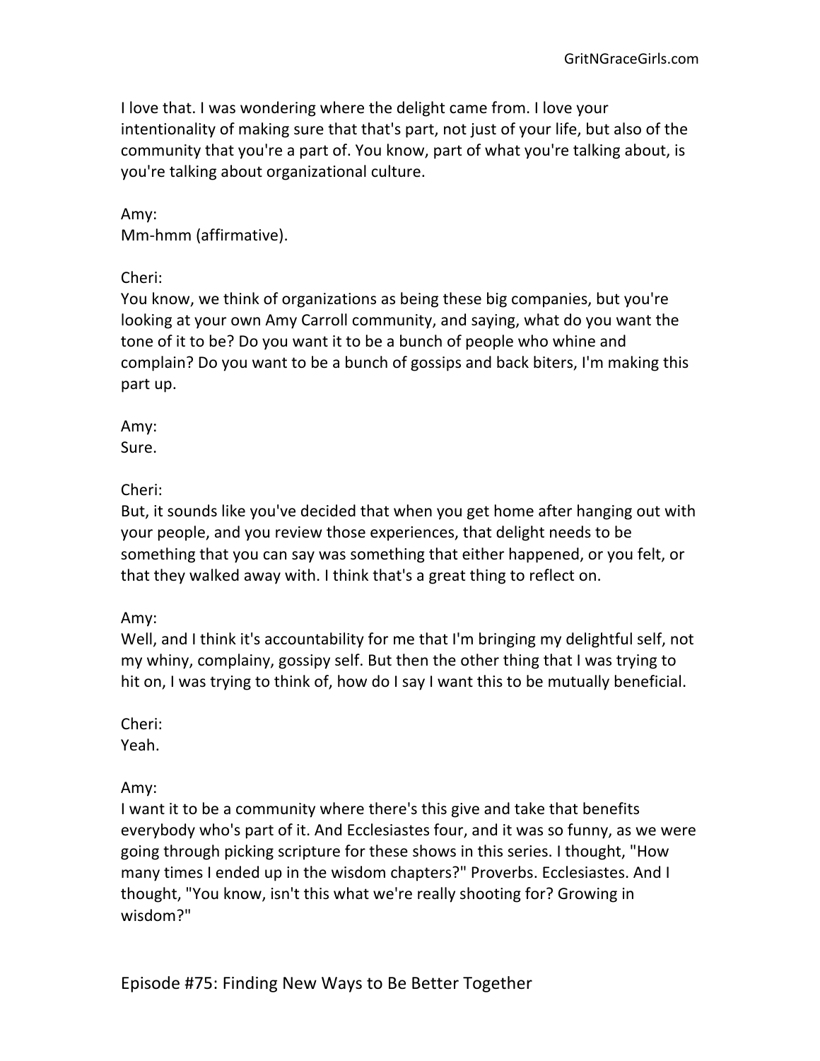I love that. I was wondering where the delight came from. I love your intentionality of making sure that that's part, not just of your life, but also of the community that you're a part of. You know, part of what you're talking about, is you're talking about organizational culture.

Amy:
Mm-hmm (affirmative).

Cheri:
You know, we think of organizations as being these big companies, but you're looking at your own Amy Carroll community, and saying, what do you want the tone of it to be? Do you want it to be a bunch of people who whine and complain? Do you want to be a bunch of gossips and back biters, I'm making this part up.

Amy:
Sure.

Cheri:
But, it sounds like you've decided that when you get home after hanging out with your people, and you review those experiences, that delight needs to be something that you can say was something that either happened, or you felt, or that they walked away with. I think that's a great thing to reflect on.

Amy:
Well, and I think it's accountability for me that I'm bringing my delightful self, not my whiny, complainy, gossipy self. But then the other thing that I was trying to hit on, I was trying to think of, how do I say I want this to be mutually beneficial.

Cheri:
Yeah.

Amy:
I want it to be a community where there's this give and take that benefits everybody who's part of it. And Ecclesiastes four, and it was so funny, as we were going through picking scripture for these shows in this series. I thought, "How many times I ended up in the wisdom chapters?" Proverbs. Ecclesiastes. And I thought, "You know, isn't this what we're really shooting for? Growing in wisdom?"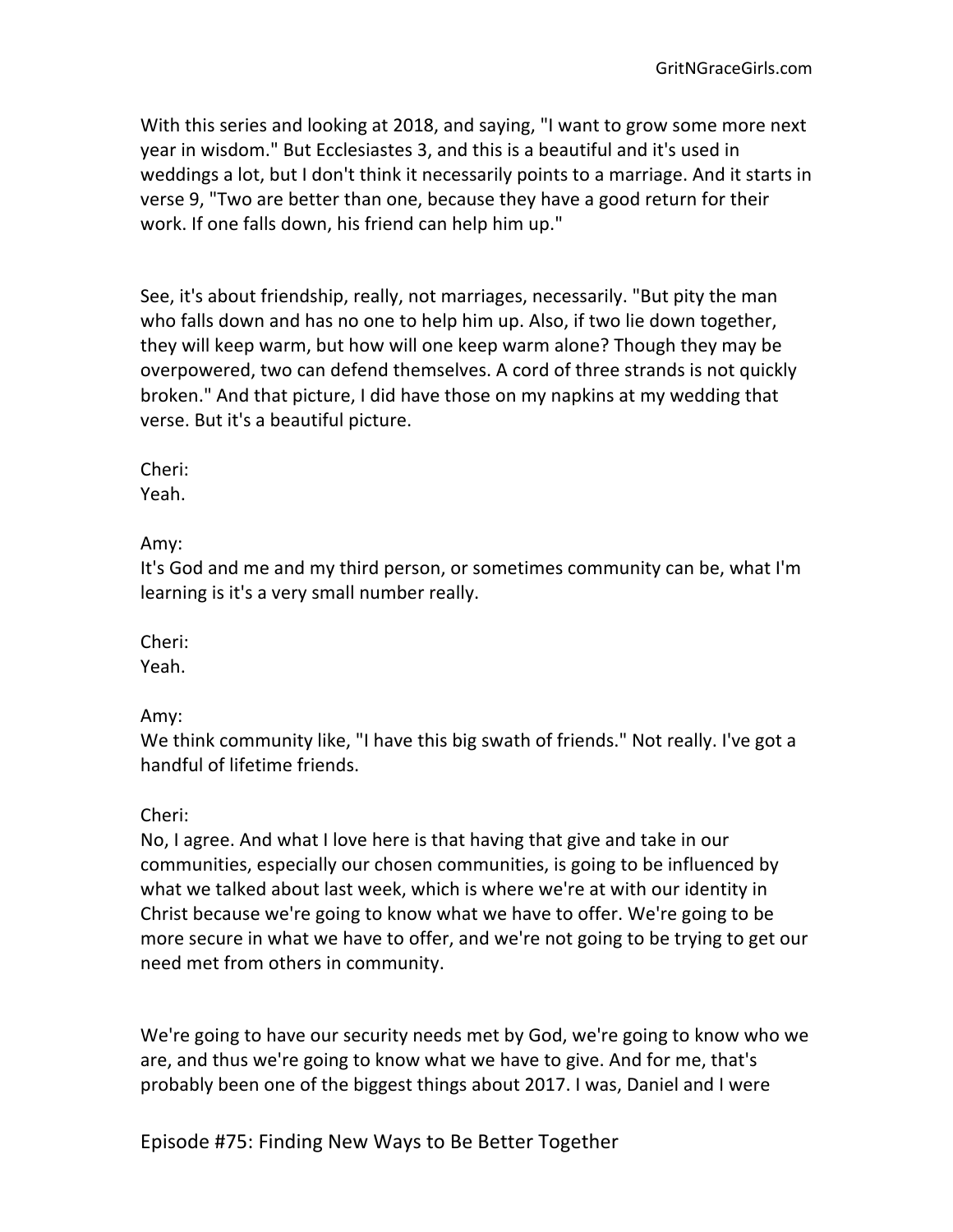With this series and looking at 2018, and saying, "I want to grow some more next year in wisdom." But Ecclesiastes 3, and this is a beautiful and it's used in weddings a lot, but I don't think it necessarily points to a marriage. And it starts in verse 9, "Two are better than one, because they have a good return for their work. If one falls down, his friend can help him up."

See, it's about friendship, really, not marriages, necessarily. "But pity the man who falls down and has no one to help him up. Also, if two lie down together, they will keep warm, but how will one keep warm alone? Though they may be overpowered, two can defend themselves. A cord of three strands is not quickly broken." And that picture, I did have those on my napkins at my wedding that verse. But it's a beautiful picture.

Cheri:
Yeah.

Amy:
It's God and me and my third person, or sometimes community can be, what I'm learning is it's a very small number really.

Cheri:
Yeah.

Amy:
We think community like, "I have this big swath of friends." Not really. I've got a handful of lifetime friends.

Cheri:
No, I agree. And what I love here is that having that give and take in our communities, especially our chosen communities, is going to be influenced by what we talked about last week, which is where we're at with our identity in Christ because we're going to know what we have to offer. We're going to be more secure in what we have to offer, and we're not going to be trying to get our need met from others in community.

We're going to have our security needs met by God, we're going to know who we are, and thus we're going to know what we have to give. And for me, that's probably been one of the biggest things about 2017. I was, Daniel and I were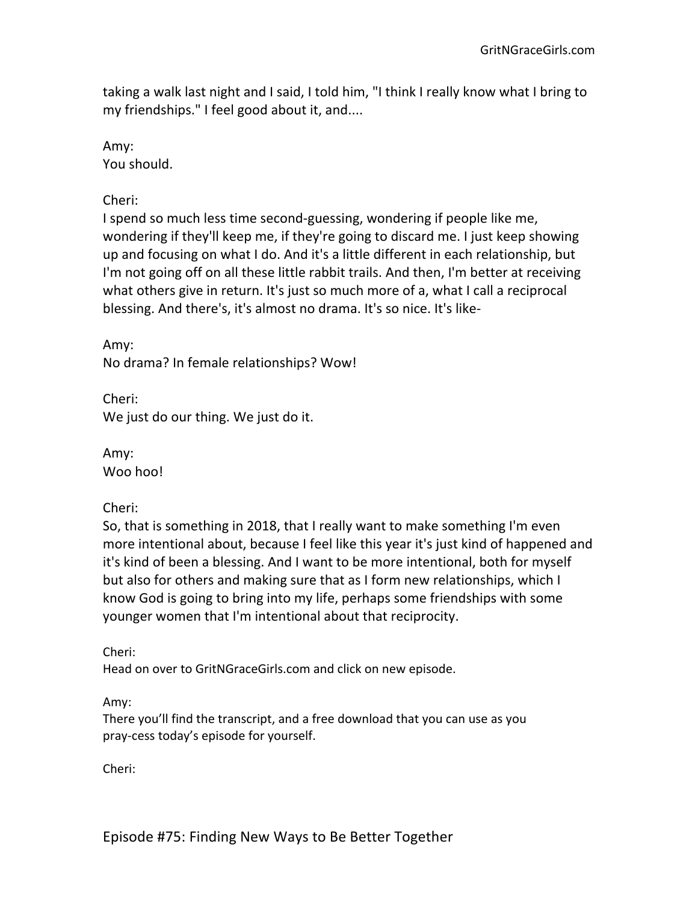taking a walk last night and I said, I told him, "I think I really know what I bring to my friendships." I feel good about it, and....

Amy:
You should.

Cheri:
I spend so much less time second-guessing, wondering if people like me, wondering if they'll keep me, if they're going to discard me. I just keep showing up and focusing on what I do. And it's a little different in each relationship, but I'm not going off on all these little rabbit trails. And then, I'm better at receiving what others give in return. It's just so much more of a, what I call a reciprocal blessing. And there's, it's almost no drama. It's so nice. It's like-

Amy:
No drama? In female relationships? Wow!

Cheri:
We just do our thing. We just do it.

Amy:
Woo hoo!

Cheri:
So, that is something in 2018, that I really want to make something I'm even more intentional about, because I feel like this year it's just kind of happened and it's kind of been a blessing. And I want to be more intentional, both for myself but also for others and making sure that as I form new relationships, which I know God is going to bring into my life, perhaps some friendships with some younger women that I'm intentional about that reciprocity.

Cheri:
Head on over to GritNGraceGirls.com and click on new episode.

Amy:
There you'll find the transcript, and a free download that you can use as you pray-cess today's episode for yourself.

Cheri: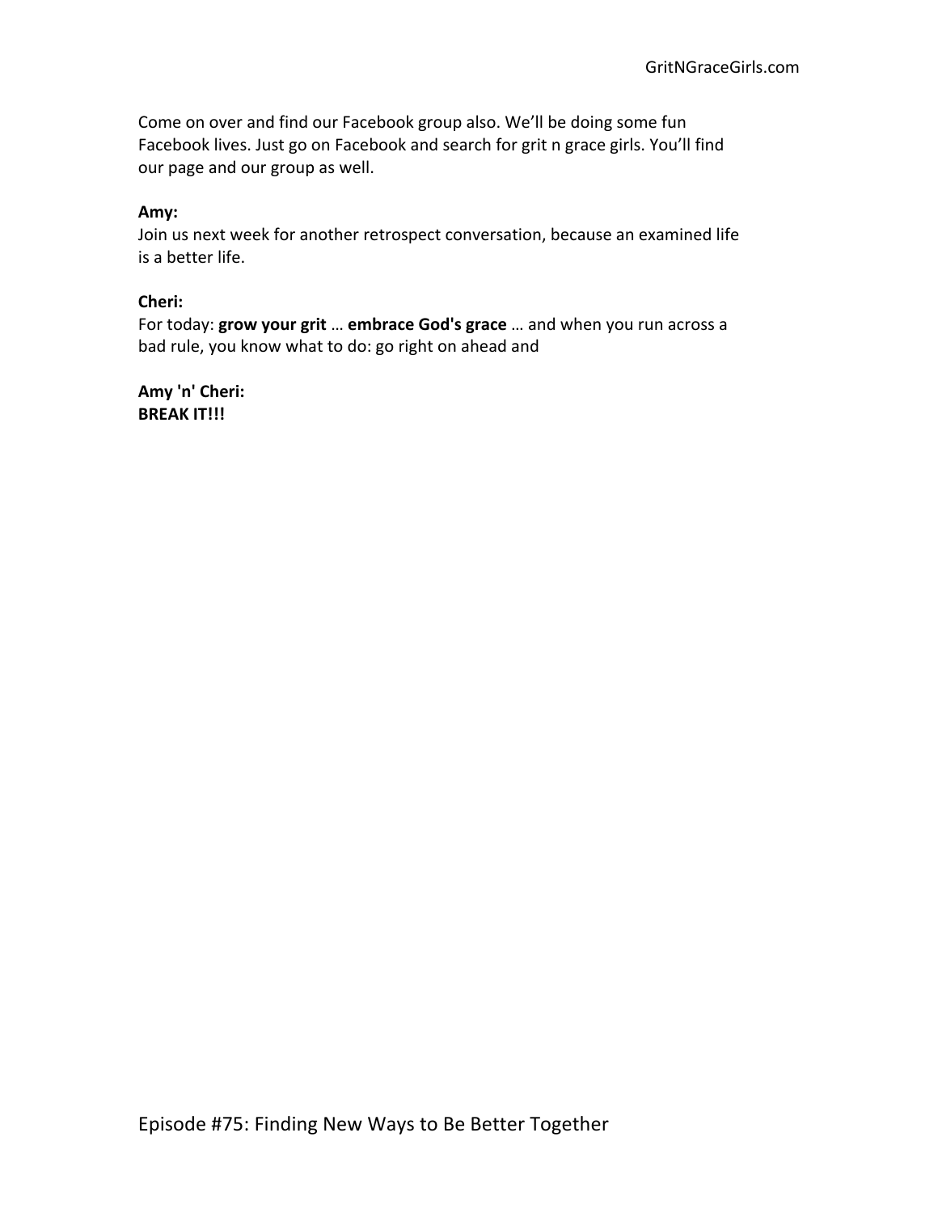Come on over and find our Facebook group also. We'll be doing some fun Facebook lives. Just go on Facebook and search for grit n grace girls. You'll find our page and our group as well.

**Amy:**
Join us next week for another retrospect conversation, because an examined life is a better life.

**Cheri:**
For today: **grow your grit** … **embrace God's grace** … and when you run across a bad rule, you know what to do: go right on ahead and

**Amy 'n' Cheri:**
**BREAK IT!!!**